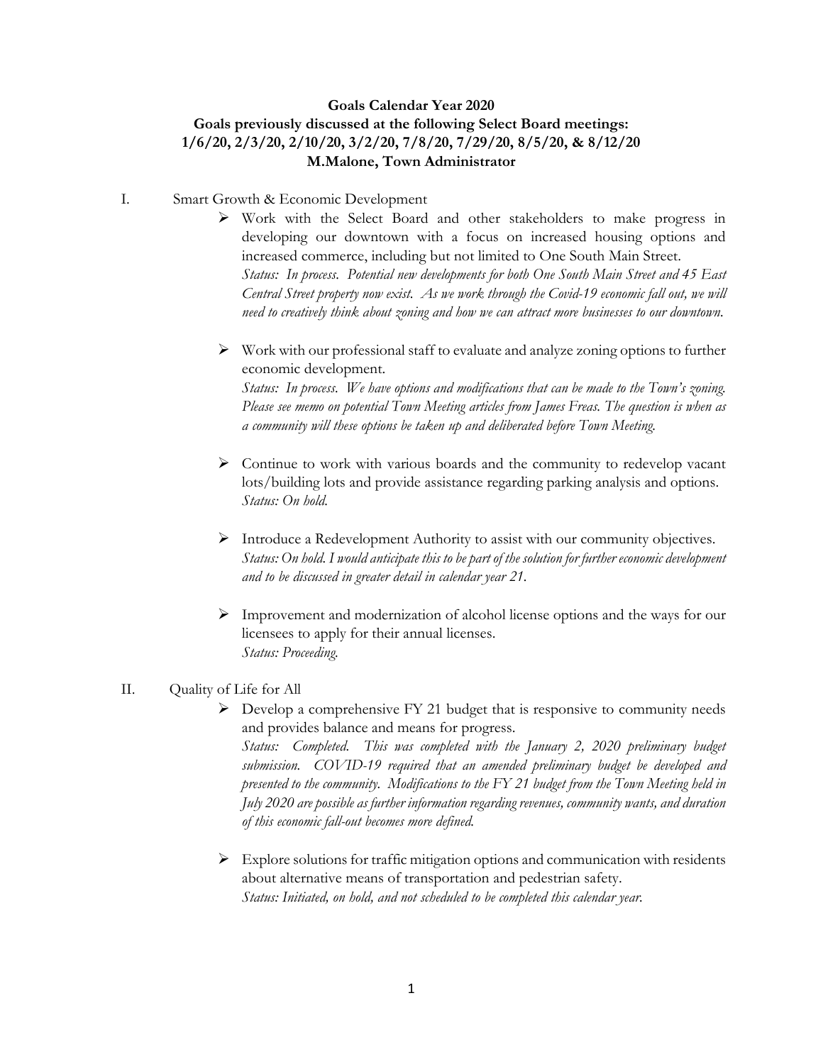**Goals Calendar Year 2020**
**Goals previously discussed at the following Select Board meetings:**
**1/6/20, 2/3/20, 2/10/20, 3/2/20, 7/8/20, 7/29/20, 8/5/20, & 8/12/20**
**M.Malone, Town Administrator**

I. Smart Growth & Economic Development

- Work with the Select Board and other stakeholders to make progress in developing our downtown with a focus on increased housing options and increased commerce, including but not limited to One South Main Street.
  *Status: In process. Potential new developments for both One South Main Street and 45 East Central Street property now exist. As we work through the Covid-19 economic fall out, we will need to creatively think about zoning and how we can attract more businesses to our downtown.*

- Work with our professional staff to evaluate and analyze zoning options to further economic development.
  *Status: In process. We have options and modifications that can be made to the Town's zoning. Please see memo on potential Town Meeting articles from James Freas. The question is when as a community will these options be taken up and deliberated before Town Meeting.*

- Continue to work with various boards and the community to redevelop vacant lots/building lots and provide assistance regarding parking analysis and options.
  *Status: On hold.*

- Introduce a Redevelopment Authority to assist with our community objectives.
  *Status: On hold. I would anticipate this to be part of the solution for further economic development and to be discussed in greater detail in calendar year 21.*

- Improvement and modernization of alcohol license options and the ways for our licensees to apply for their annual licenses.
  *Status: Proceeding.*

II. Quality of Life for All

- Develop a comprehensive FY 21 budget that is responsive to community needs and provides balance and means for progress.
  *Status: Completed. This was completed with the January 2, 2020 preliminary budget submission. COVID-19 required that an amended preliminary budget be developed and presented to the community. Modifications to the FY 21 budget from the Town Meeting held in July 2020 are possible as further information regarding revenues, community wants, and duration of this economic fall-out becomes more defined.*

- Explore solutions for traffic mitigation options and communication with residents about alternative means of transportation and pedestrian safety.
  *Status: Initiated, on hold, and not scheduled to be completed this calendar year.*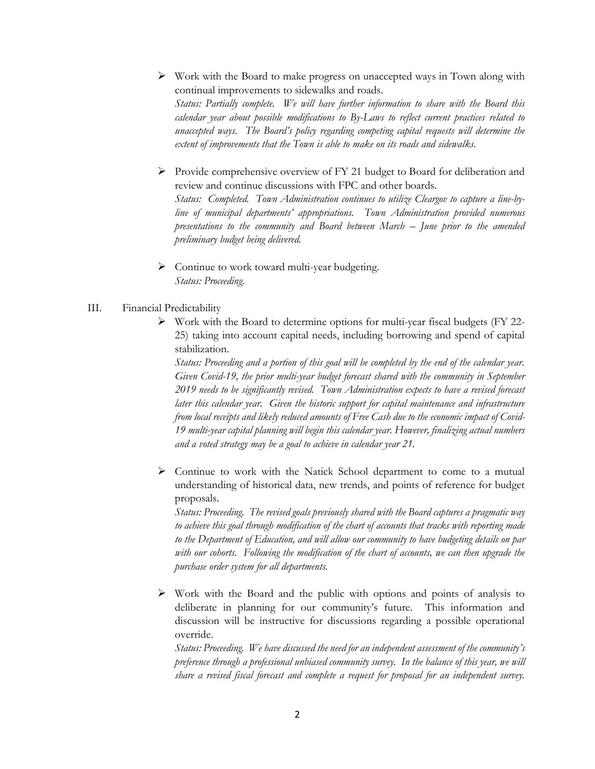- Work with the Board to make progress on unaccepted ways in Town along with continual improvements to sidewalks and roads.
  *Status: Partially complete. We will have further information to share with the Board this calendar year about possible modifications to By-Laws to reflect current practices related to unaccepted ways. The Board's policy regarding competing capital requests will determine the extent of improvements that the Town is able to make on its roads and sidewalks.*

- Provide comprehensive overview of FY 21 budget to Board for deliberation and review and continue discussions with FPC and other boards.
  *Status: Completed. Town Administration continues to utilize Cleargov to capture a line-by-line of municipal departments' appropriations. Town Administration provided numerous presentations to the community and Board between March – June prior to the amended preliminary budget being delivered.*

- Continue to work toward multi-year budgeting.
  *Status: Proceeding.*

III. Financial Predictability

- Work with the Board to determine options for multi-year fiscal budgets (FY 22-25) taking into account capital needs, including borrowing and spend of capital stabilization.
  *Status: Proceeding and a portion of this goal will be completed by the end of the calendar year. Given Covid-19, the prior multi-year budget forecast shared with the community in September 2019 needs to be significantly revised. Town Administration expects to have a revised forecast later this calendar year. Given the historic support for capital maintenance and infrastructure from local receipts and likely reduced amounts of Free Cash due to the economic impact of Covid-19 multi-year capital planning will begin this calendar year. However, finalizing actual numbers and a voted strategy may be a goal to achieve in calendar year 21.*

- Continue to work with the Natick School department to come to a mutual understanding of historical data, new trends, and points of reference for budget proposals.
  *Status: Proceeding. The revised goals previously shared with the Board captures a pragmatic way to achieve this goal through modification of the chart of accounts that tracks with reporting made to the Department of Education, and will allow our community to have budgeting details on par with our cohorts. Following the modification of the chart of accounts, we can then upgrade the purchase order system for all departments.*

- Work with the Board and the public with options and points of analysis to deliberate in planning for our community's future. This information and discussion will be instructive for discussions regarding a possible operational override.
  *Status: Proceeding. We have discussed the need for an independent assessment of the community's preference through a professional unbiased community survey. In the balance of this year, we will share a revised fiscal forecast and complete a request for proposal for an independent survey.*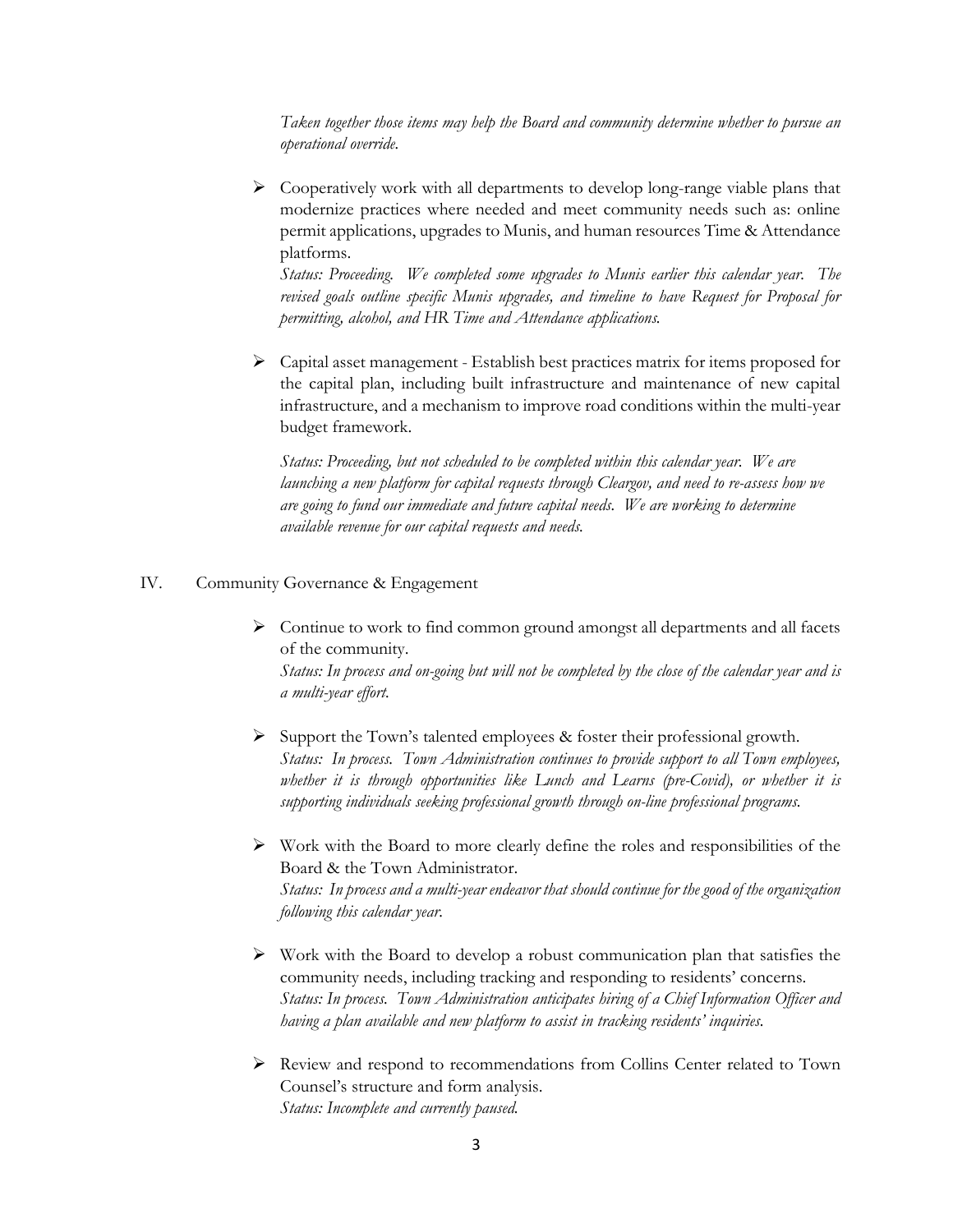*Taken together those items may help the Board and community determine whether to pursue an operational override.*

- Cooperatively work with all departments to develop long-range viable plans that modernize practices where needed and meet community needs such as: online permit applications, upgrades to Munis, and human resources Time & Attendance platforms.
  *Status: Proceeding. We completed some upgrades to Munis earlier this calendar year. The revised goals outline specific Munis upgrades, and timeline to have Request for Proposal for permitting, alcohol, and HR Time and Attendance applications.*

- Capital asset management - Establish best practices matrix for items proposed for the capital plan, including built infrastructure and maintenance of new capital infrastructure, and a mechanism to improve road conditions within the multi-year budget framework.

  *Status: Proceeding, but not scheduled to be completed within this calendar year. We are launching a new platform for capital requests through Cleargov, and need to re-assess how we are going to fund our immediate and future capital needs. We are working to determine available revenue for our capital requests and needs.*

IV. Community Governance & Engagement

- Continue to work to find common ground amongst all departments and all facets of the community.
  *Status: In process and on-going but will not be completed by the close of the calendar year and is a multi-year effort.*

- Support the Town's talented employees & foster their professional growth.
  *Status: In process. Town Administration continues to provide support to all Town employees, whether it is through opportunities like Lunch and Learns (pre-Covid), or whether it is supporting individuals seeking professional growth through on-line professional programs.*

- Work with the Board to more clearly define the roles and responsibilities of the Board & the Town Administrator.
  *Status: In process and a multi-year endeavor that should continue for the good of the organization following this calendar year.*

- Work with the Board to develop a robust communication plan that satisfies the community needs, including tracking and responding to residents' concerns.
  *Status: In process. Town Administration anticipates hiring of a Chief Information Officer and having a plan available and new platform to assist in tracking residents' inquiries.*

- Review and respond to recommendations from Collins Center related to Town Counsel's structure and form analysis.
  *Status: Incomplete and currently paused.*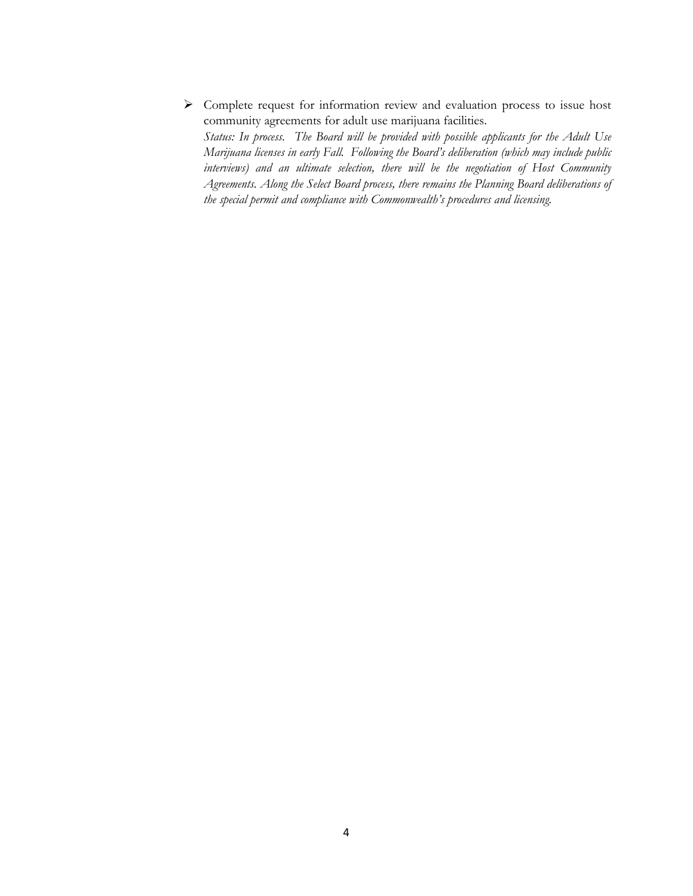- Complete request for information review and evaluation process to issue host community agreements for adult use marijuana facilities.
  *Status: In process. The Board will be provided with possible applicants for the Adult Use Marijuana licenses in early Fall. Following the Board's deliberation (which may include public interviews) and an ultimate selection, there will be the negotiation of Host Community Agreements. Along the Select Board process, there remains the Planning Board deliberations of the special permit and compliance with Commonwealth's procedures and licensing.*